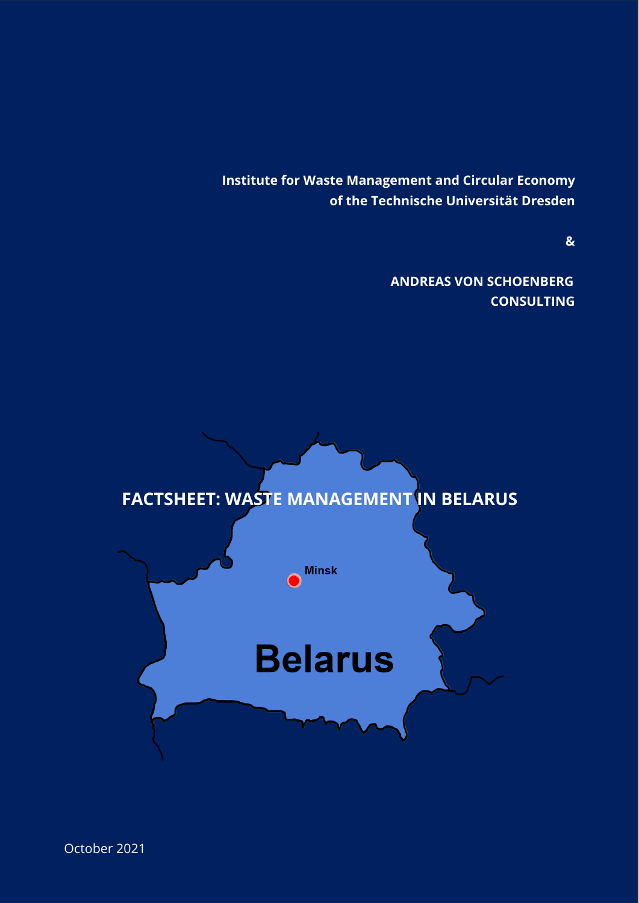**Institute for Waste Management and Circular Economy of the Technische Universität Dresden**

**&**

**ANDREAS VON SCHOENBERG CONSULTING**

# FACTSHEET: WASTE MANAGEMENT IN BELARUS

Minsk

Belarus

October 2021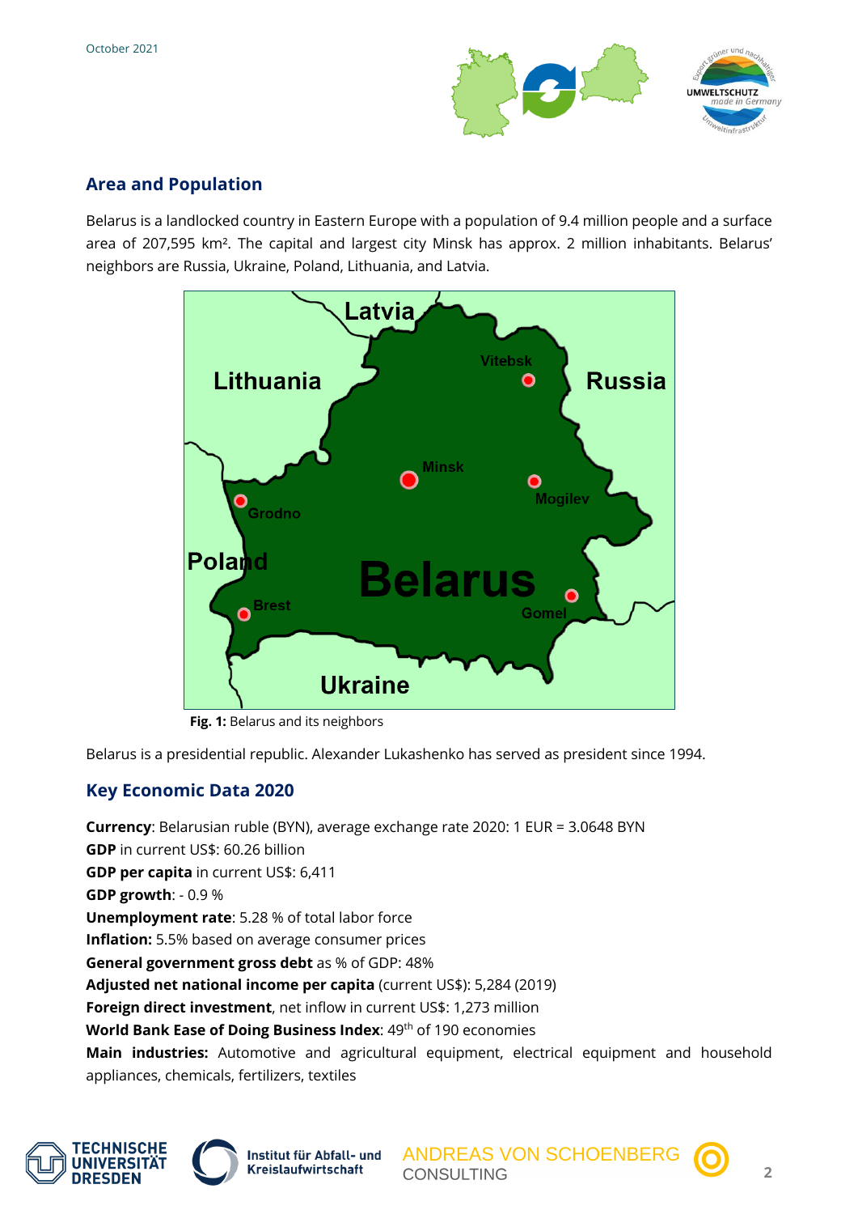## Area and Population

Belarus is a landlocked country in Eastern Europe with a population of 9.4 million people and a surface area of 207,595 km². The capital and largest city Minsk has approx. 2 million inhabitants. Belarus' neighbors are Russia, Ukraine, Poland, Lithuania, and Latvia.

Latvia
Lithuania
Russia
Vitebsk
Minsk
Mogilev
Grodno
Poland
Belarus
Brest
Gomel
Ukraine

**Fig. 1:** Belarus and its neighbors

Belarus is a presidential republic. Alexander Lukashenko has served as president since 1994.

## Key Economic Data 2020

**Currency**: Belarusian ruble (BYN), average exchange rate 2020: 1 EUR = 3.0648 BYN
**GDP** in current US$: 60.26 billion
**GDP per capita** in current US$: 6,411
**GDP growth**: - 0.9 %
**Unemployment rate**: 5.28 % of total labor force
**Inflation:** 5.5% based on average consumer prices
**General government gross debt** as % of GDP: 48%
**Adjusted net national income per capita** (current US$): 5,284 (2019)
**Foreign direct investment**, net inflow in current US$: 1,273 million
**World Bank Ease of Doing Business Index**: 49th of 190 economies
**Main industries:** Automotive and agricultural equipment, electrical equipment and household appliances, chemicals, fertilizers, textiles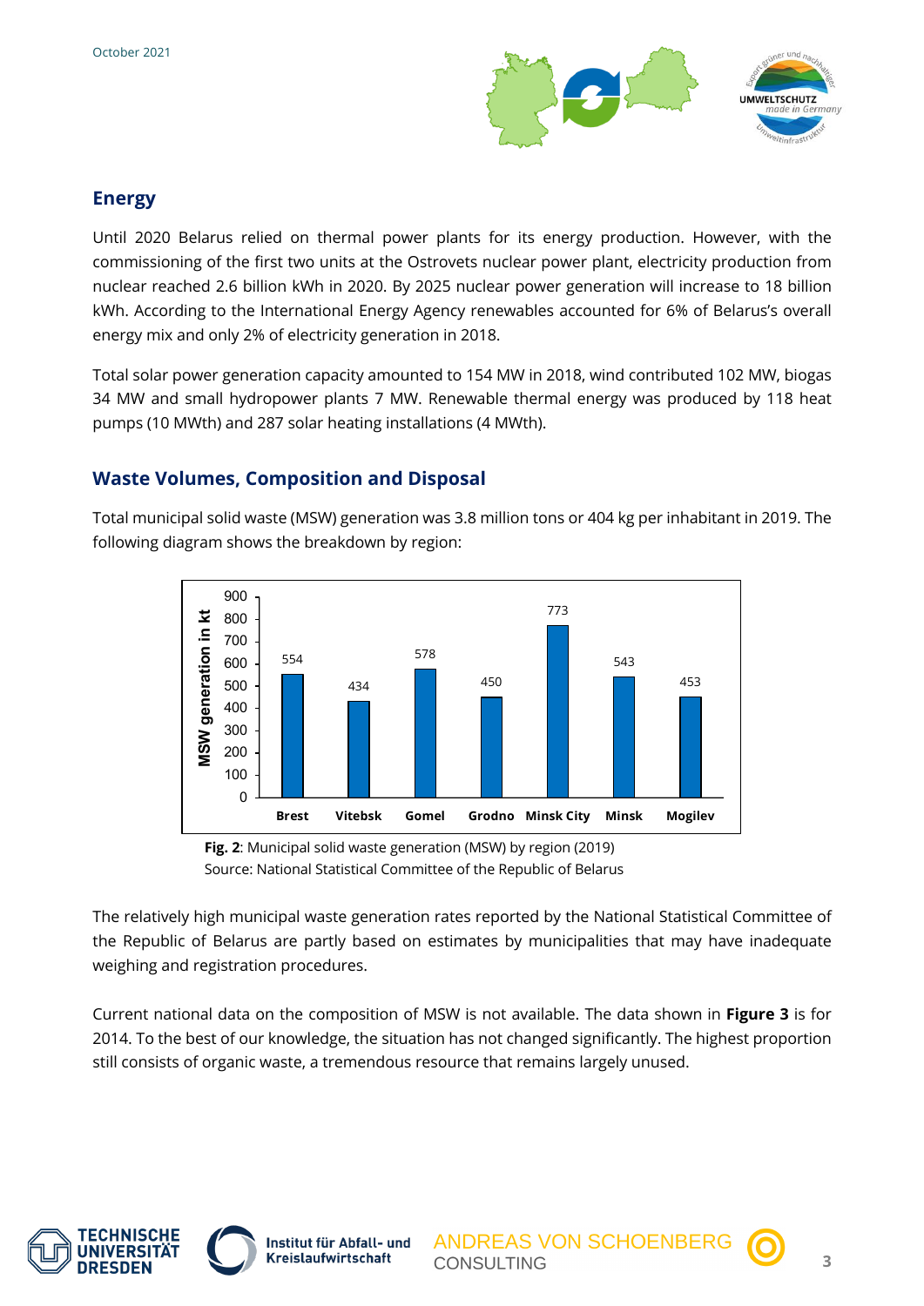## Energy

Until 2020 Belarus relied on thermal power plants for its energy production. However, with the commissioning of the first two units at the Ostrovets nuclear power plant, electricity production from nuclear reached 2.6 billion kWh in 2020. By 2025 nuclear power generation will increase to 18 billion kWh. According to the International Energy Agency renewables accounted for 6% of Belarus's overall energy mix and only 2% of electricity generation in 2018.

Total solar power generation capacity amounted to 154 MW in 2018, wind contributed 102 MW, biogas 34 MW and small hydropower plants 7 MW. Renewable thermal energy was produced by 118 heat pumps (10 MWth) and 287 solar heating installations (4 MWth).

## Waste Volumes, Composition and Disposal

Total municipal solid waste (MSW) generation was 3.8 million tons or 404 kg per inhabitant in 2019. The following diagram shows the breakdown by region:

MSW generation in kt

900
800
700
600
500
400
300
200
100
0

554 Brest
434 Vitebsk
578 Gomel
450 Grodno
773 Minsk City
543 Minsk
453 Mogilev

**Fig. 2**: Municipal solid waste generation (MSW) by region (2019)
Source: National Statistical Committee of the Republic of Belarus

The relatively high municipal waste generation rates reported by the National Statistical Committee of the Republic of Belarus are partly based on estimates by municipalities that may have inadequate weighing and registration procedures.

Current national data on the composition of MSW is not available. The data shown in **Figure 3** is for 2014. To the best of our knowledge, the situation has not changed significantly. The highest proportion still consists of organic waste, a tremendous resource that remains largely unused.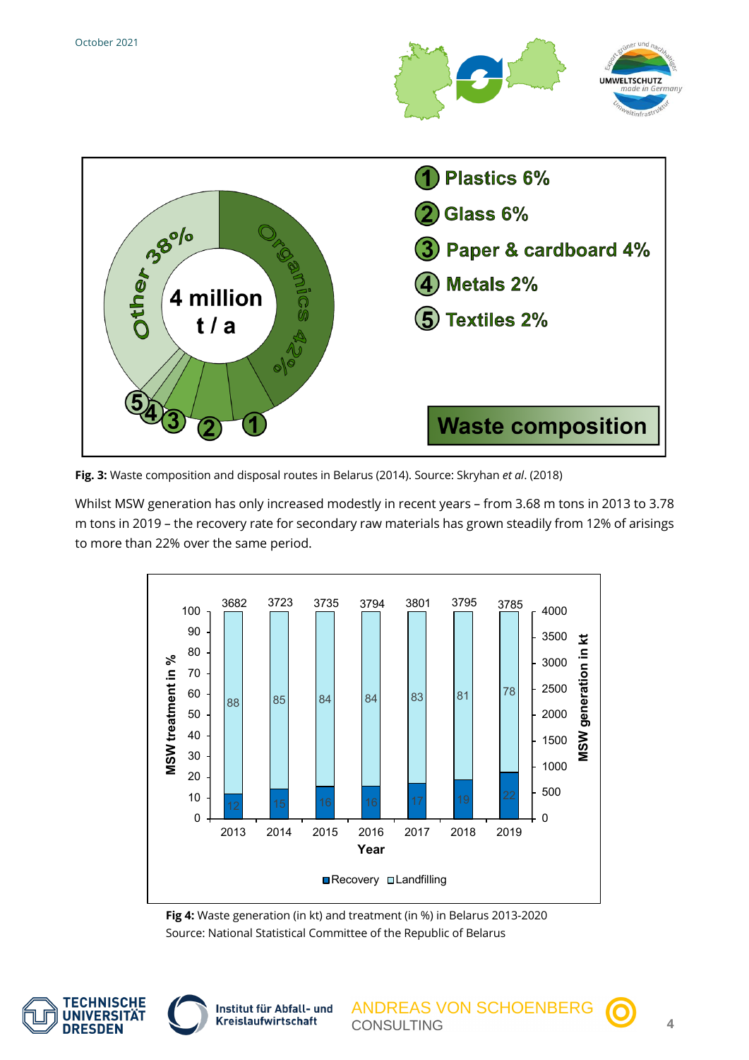4 million
t / a

Other 38%

Organics 42%

1 Plastics 6%

2 Glass 6%

3 Paper & cardboard 4%

4 Metals 2%

5 Textiles 2%

Waste composition

**Fig. 3:** Waste composition and disposal routes in Belarus (2014). Source: Skryhan *et al*. (2018)

Whilst MSW generation has only increased modestly in recent years – from 3.68 m tons in 2013 to 3.78 m tons in 2019 – the recovery rate for secondary raw materials has grown steadily from 12% of arisings to more than 22% over the same period.

MSW treatment in %

MSW generation in kt

Year

3682 3723 3735 3794 3801 3795 3785

2013 2014 2015 2016 2017 2018 2019

Landfilling: 88 85 84 84 83 81 78

Recovery: 12 15 16 16 17 19 22

Recovery Landfilling

**Fig 4:** Waste generation (in kt) and treatment (in %) in Belarus 2013-2020
Source: National Statistical Committee of the Republic of Belarus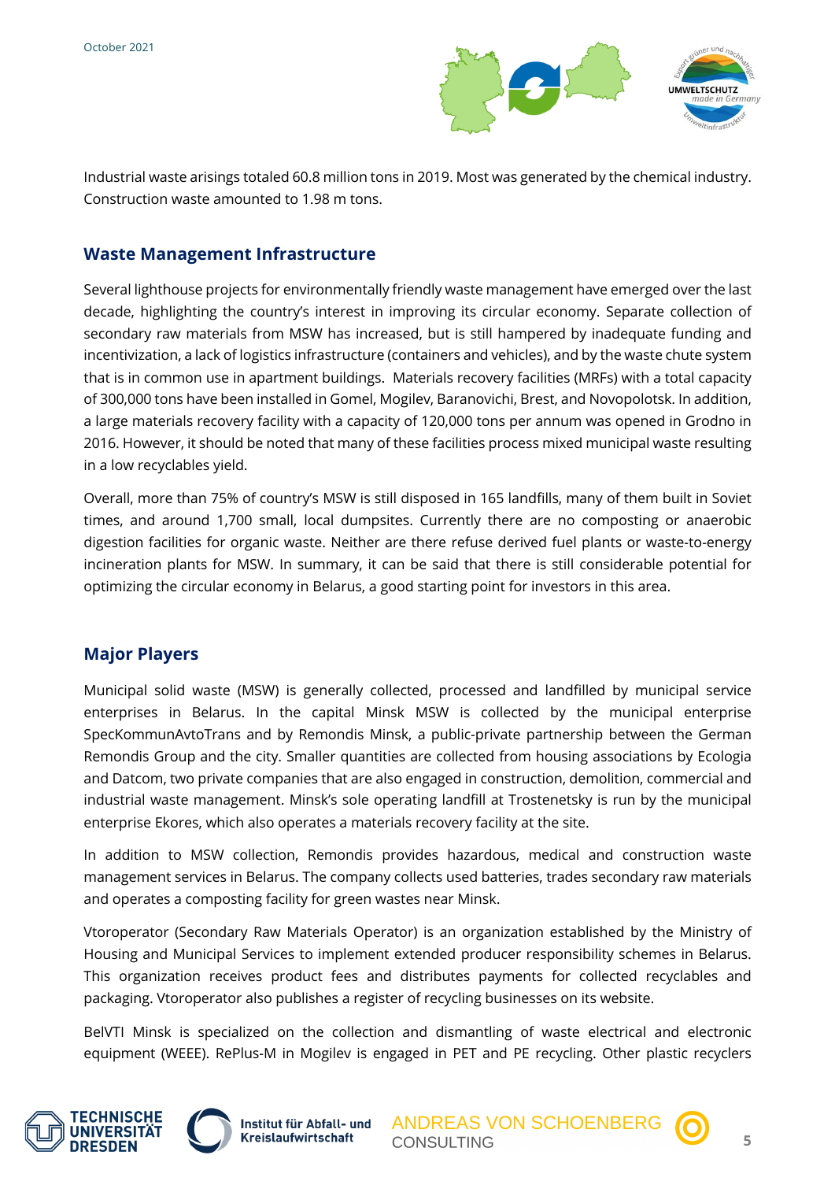Industrial waste arisings totaled 60.8 million tons in 2019. Most was generated by the chemical industry. Construction waste amounted to 1.98 m tons.

## Waste Management Infrastructure

Several lighthouse projects for environmentally friendly waste management have emerged over the last decade, highlighting the country's interest in improving its circular economy. Separate collection of secondary raw materials from MSW has increased, but is still hampered by inadequate funding and incentivization, a lack of logistics infrastructure (containers and vehicles), and by the waste chute system that is in common use in apartment buildings. Materials recovery facilities (MRFs) with a total capacity of 300,000 tons have been installed in Gomel, Mogilev, Baranovichi, Brest, and Novopolotsk. In addition, a large materials recovery facility with a capacity of 120,000 tons per annum was opened in Grodno in 2016. However, it should be noted that many of these facilities process mixed municipal waste resulting in a low recyclables yield.

Overall, more than 75% of country's MSW is still disposed in 165 landfills, many of them built in Soviet times, and around 1,700 small, local dumpsites. Currently there are no composting or anaerobic digestion facilities for organic waste. Neither are there refuse derived fuel plants or waste-to-energy incineration plants for MSW. In summary, it can be said that there is still considerable potential for optimizing the circular economy in Belarus, a good starting point for investors in this area.

## Major Players

Municipal solid waste (MSW) is generally collected, processed and landfilled by municipal service enterprises in Belarus. In the capital Minsk MSW is collected by the municipal enterprise SpecKommunAvtoTrans and by Remondis Minsk, a public-private partnership between the German Remondis Group and the city. Smaller quantities are collected from housing associations by Ecologia and Datcom, two private companies that are also engaged in construction, demolition, commercial and industrial waste management. Minsk's sole operating landfill at Trostenetsky is run by the municipal enterprise Ekores, which also operates a materials recovery facility at the site.

In addition to MSW collection, Remondis provides hazardous, medical and construction waste management services in Belarus. The company collects used batteries, trades secondary raw materials and operates a composting facility for green wastes near Minsk.

Vtoroperator (Secondary Raw Materials Operator) is an organization established by the Ministry of Housing and Municipal Services to implement extended producer responsibility schemes in Belarus. This organization receives product fees and distributes payments for collected recyclables and packaging. Vtoroperator also publishes a register of recycling businesses on its website.

BelVTI Minsk is specialized on the collection and dismantling of waste electrical and electronic equipment (WEEE). RePlus-M in Mogilev is engaged in PET and PE recycling. Other plastic recyclers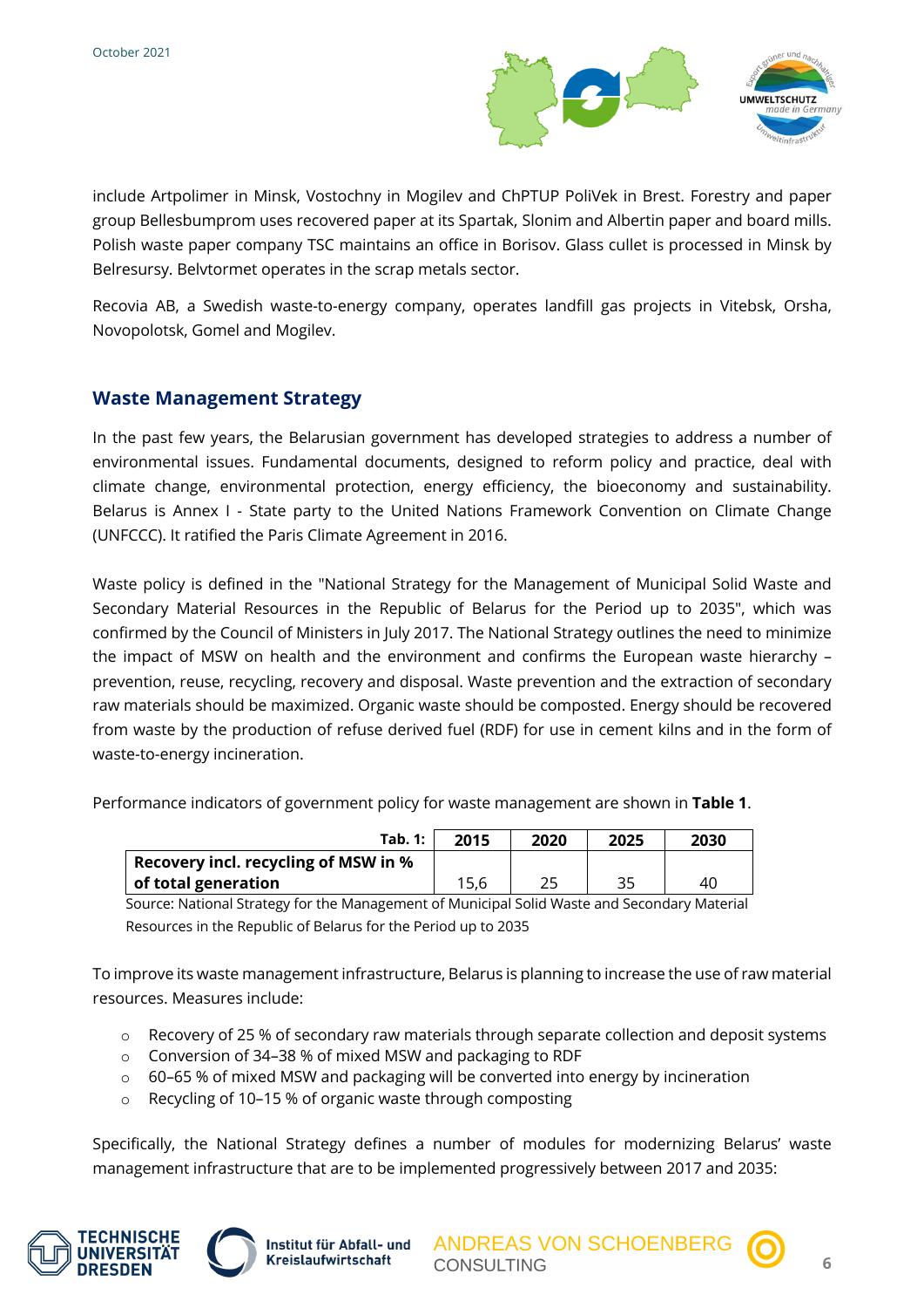include Artpolimer in Minsk, Vostochny in Mogilev and ChPTUP PoliVek in Brest. Forestry and paper group Bellesbumprom uses recovered paper at its Spartak, Slonim and Albertin paper and board mills. Polish waste paper company TSC maintains an office in Borisov. Glass cullet is processed in Minsk by Belresursy. Belvtormet operates in the scrap metals sector.

Recovia AB, a Swedish waste-to-energy company, operates landfill gas projects in Vitebsk, Orsha, Novopolotsk, Gomel and Mogilev.

## Waste Management Strategy

In the past few years, the Belarusian government has developed strategies to address a number of environmental issues. Fundamental documents, designed to reform policy and practice, deal with climate change, environmental protection, energy efficiency, the bioeconomy and sustainability. Belarus is Annex I - State party to the United Nations Framework Convention on Climate Change (UNFCCC). It ratified the Paris Climate Agreement in 2016.

Waste policy is defined in the "National Strategy for the Management of Municipal Solid Waste and Secondary Material Resources in the Republic of Belarus for the Period up to 2035", which was confirmed by the Council of Ministers in July 2017. The National Strategy outlines the need to minimize the impact of MSW on health and the environment and confirms the European waste hierarchy – prevention, reuse, recycling, recovery and disposal. Waste prevention and the extraction of secondary raw materials should be maximized. Organic waste should be composted. Energy should be recovered from waste by the production of refuse derived fuel (RDF) for use in cement kilns and in the form of waste-to-energy incineration.

Performance indicators of government policy for waste management are shown in **Table 1**.

| **Tab. 1:** | **2015** | **2020** | **2025** | **2030** |
|---|---|---|---|---|
| **Recovery incl. recycling of MSW in % of total generation** | 15,6 | 25 | 35 | 40 |

Source: National Strategy for the Management of Municipal Solid Waste and Secondary Material Resources in the Republic of Belarus for the Period up to 2035

To improve its waste management infrastructure, Belarus is planning to increase the use of raw material resources. Measures include:

- Recovery of 25 % of secondary raw materials through separate collection and deposit systems
- Conversion of 34–38 % of mixed MSW and packaging to RDF
- 60–65 % of mixed MSW and packaging will be converted into energy by incineration
- Recycling of 10–15 % of organic waste through composting

Specifically, the National Strategy defines a number of modules for modernizing Belarus' waste management infrastructure that are to be implemented progressively between 2017 and 2035: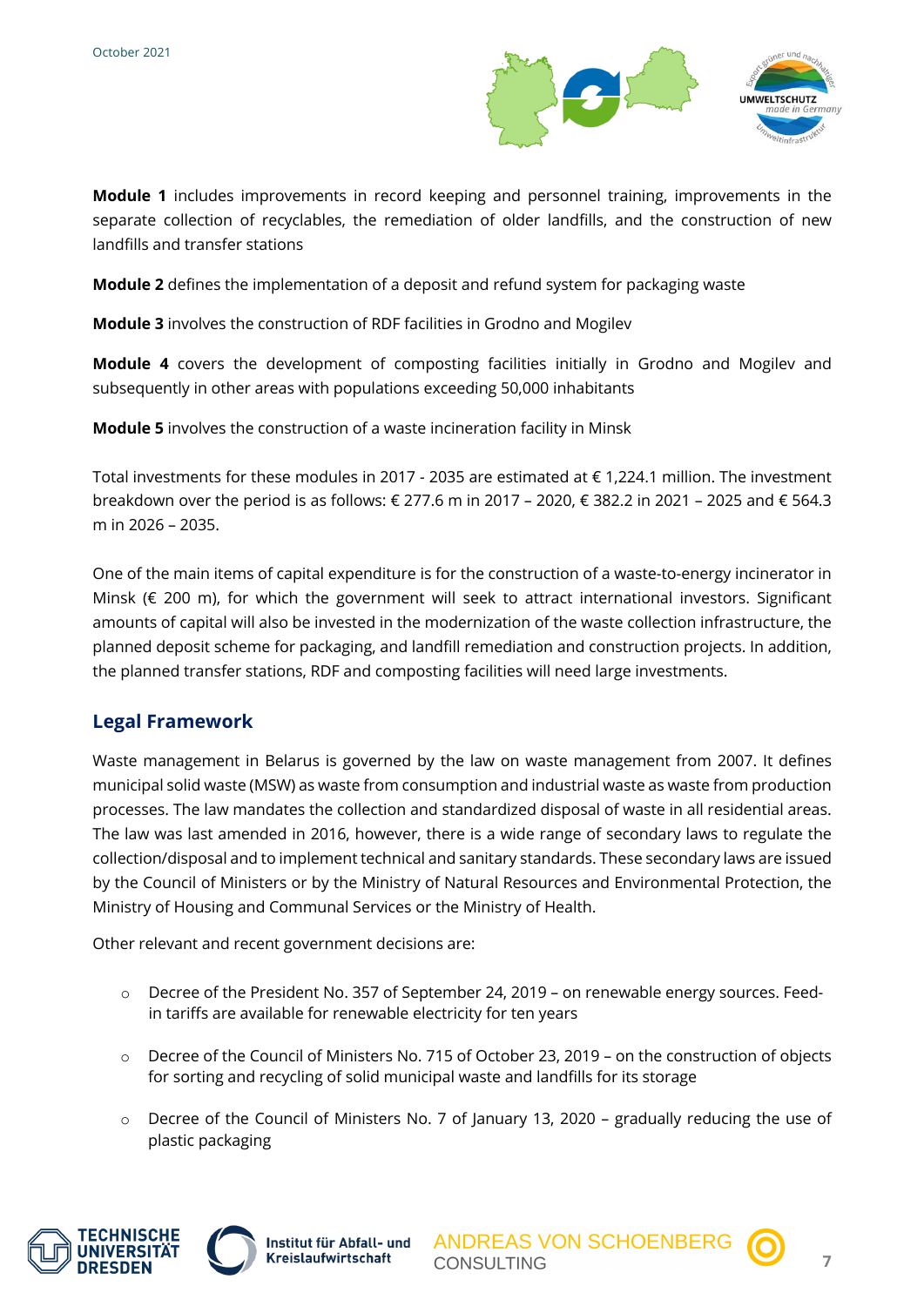**Module 1** includes improvements in record keeping and personnel training, improvements in the separate collection of recyclables, the remediation of older landfills, and the construction of new landfills and transfer stations

**Module 2** defines the implementation of a deposit and refund system for packaging waste

**Module 3** involves the construction of RDF facilities in Grodno and Mogilev

**Module 4** covers the development of composting facilities initially in Grodno and Mogilev and subsequently in other areas with populations exceeding 50,000 inhabitants

**Module 5** involves the construction of a waste incineration facility in Minsk

Total investments for these modules in 2017 - 2035 are estimated at € 1,224.1 million. The investment breakdown over the period is as follows: € 277.6 m in 2017 – 2020, € 382.2 in 2021 – 2025 and € 564.3 m in 2026 – 2035.

One of the main items of capital expenditure is for the construction of a waste-to-energy incinerator in Minsk (€ 200 m), for which the government will seek to attract international investors. Significant amounts of capital will also be invested in the modernization of the waste collection infrastructure, the planned deposit scheme for packaging, and landfill remediation and construction projects. In addition, the planned transfer stations, RDF and composting facilities will need large investments.

## Legal Framework

Waste management in Belarus is governed by the law on waste management from 2007. It defines municipal solid waste (MSW) as waste from consumption and industrial waste as waste from production processes. The law mandates the collection and standardized disposal of waste in all residential areas. The law was last amended in 2016, however, there is a wide range of secondary laws to regulate the collection/disposal and to implement technical and sanitary standards. These secondary laws are issued by the Council of Ministers or by the Ministry of Natural Resources and Environmental Protection, the Ministry of Housing and Communal Services or the Ministry of Health.

Other relevant and recent government decisions are:

- Decree of the President No. 357 of September 24, 2019 – on renewable energy sources. Feed-in tariffs are available for renewable electricity for ten years
- Decree of the Council of Ministers No. 715 of October 23, 2019 – on the construction of objects for sorting and recycling of solid municipal waste and landfills for its storage
- Decree of the Council of Ministers No. 7 of January 13, 2020 – gradually reducing the use of plastic packaging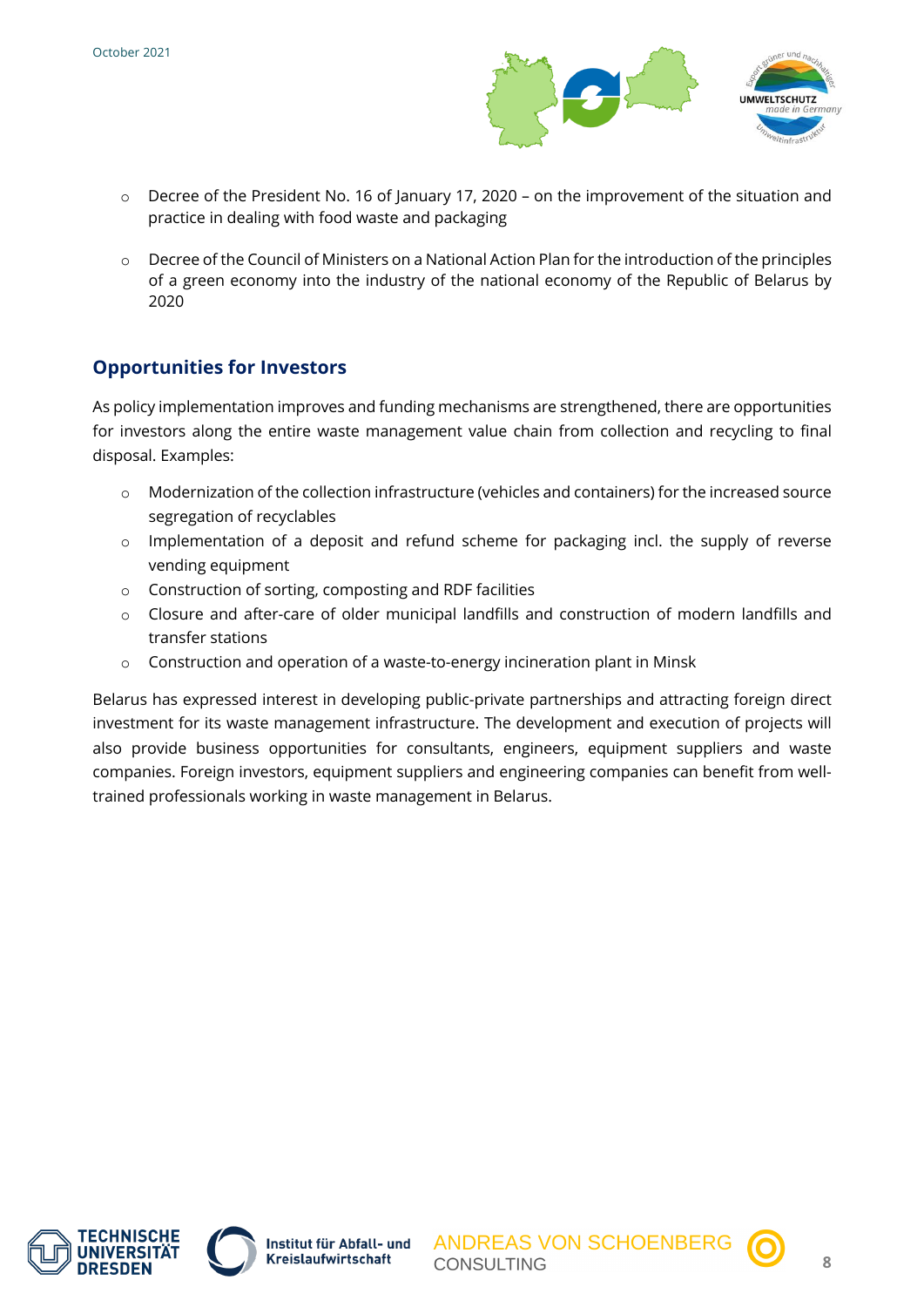- Decree of the President No. 16 of January 17, 2020 – on the improvement of the situation and practice in dealing with food waste and packaging
- Decree of the Council of Ministers on a National Action Plan for the introduction of the principles of a green economy into the industry of the national economy of the Republic of Belarus by 2020

## Opportunities for Investors

As policy implementation improves and funding mechanisms are strengthened, there are opportunities for investors along the entire waste management value chain from collection and recycling to final disposal. Examples:

- Modernization of the collection infrastructure (vehicles and containers) for the increased source segregation of recyclables
- Implementation of a deposit and refund scheme for packaging incl. the supply of reverse vending equipment
- Construction of sorting, composting and RDF facilities
- Closure and after-care of older municipal landfills and construction of modern landfills and transfer stations
- Construction and operation of a waste-to-energy incineration plant in Minsk

Belarus has expressed interest in developing public-private partnerships and attracting foreign direct investment for its waste management infrastructure. The development and execution of projects will also provide business opportunities for consultants, engineers, equipment suppliers and waste companies. Foreign investors, equipment suppliers and engineering companies can benefit from well-trained professionals working in waste management in Belarus.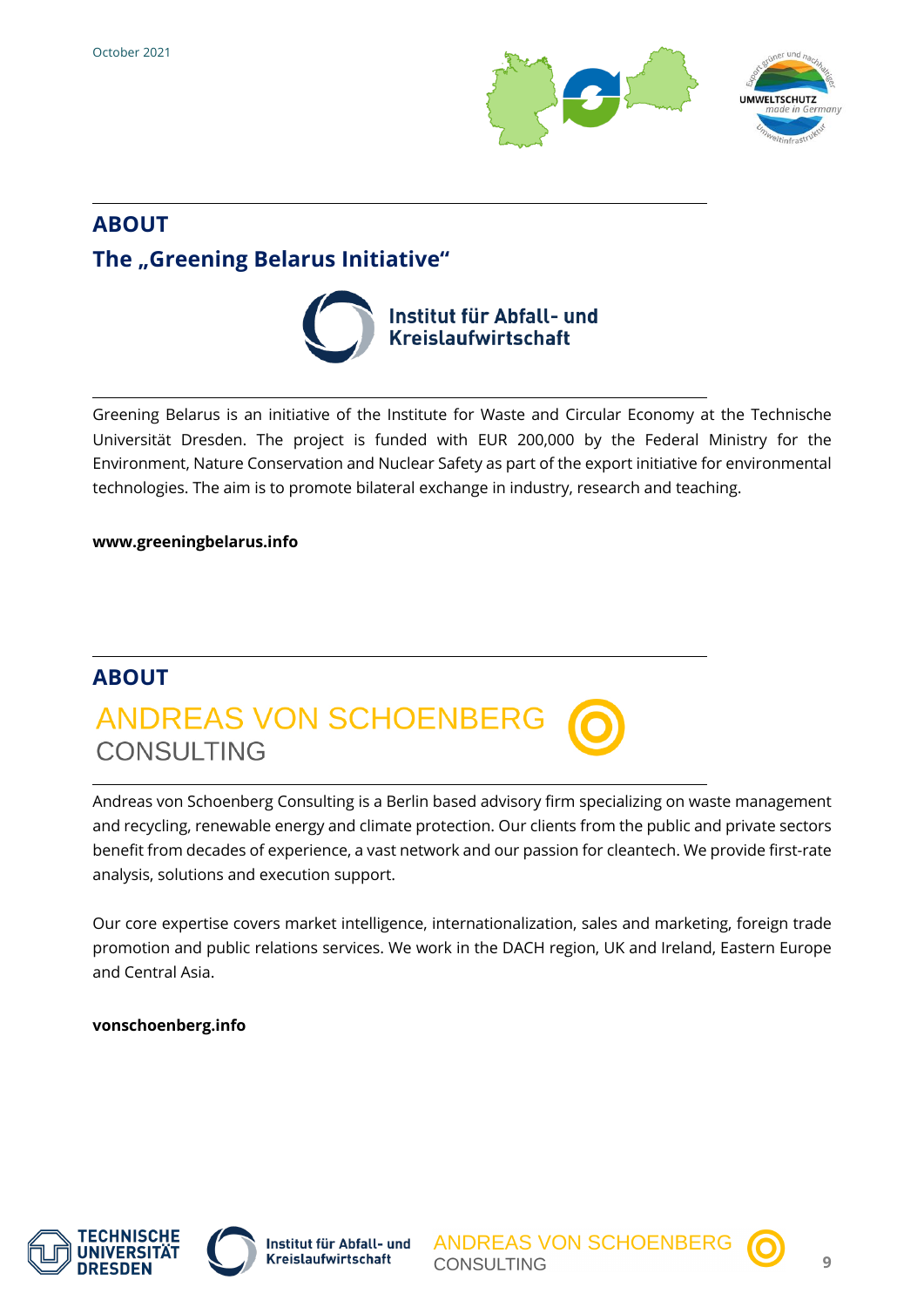## ABOUT

## The „Greening Belarus Initiative“

Institut für Abfall- und Kreislaufwirtschaft

Greening Belarus is an initiative of the Institute for Waste and Circular Economy at the Technische Universität Dresden. The project is funded with EUR 200,000 by the Federal Ministry for the Environment, Nature Conservation and Nuclear Safety as part of the export initiative for environmental technologies. The aim is to promote bilateral exchange in industry, research and teaching.

**www.greeningbelarus.info**

## ABOUT

ANDREAS VON SCHOENBERG CONSULTING

Andreas von Schoenberg Consulting is a Berlin based advisory firm specializing on waste management and recycling, renewable energy and climate protection. Our clients from the public and private sectors benefit from decades of experience, a vast network and our passion for cleantech. We provide first-rate analysis, solutions and execution support.

Our core expertise covers market intelligence, internationalization, sales and marketing, foreign trade promotion and public relations services. We work in the DACH region, UK and Ireland, Eastern Europe and Central Asia.

**vonschoenberg.info**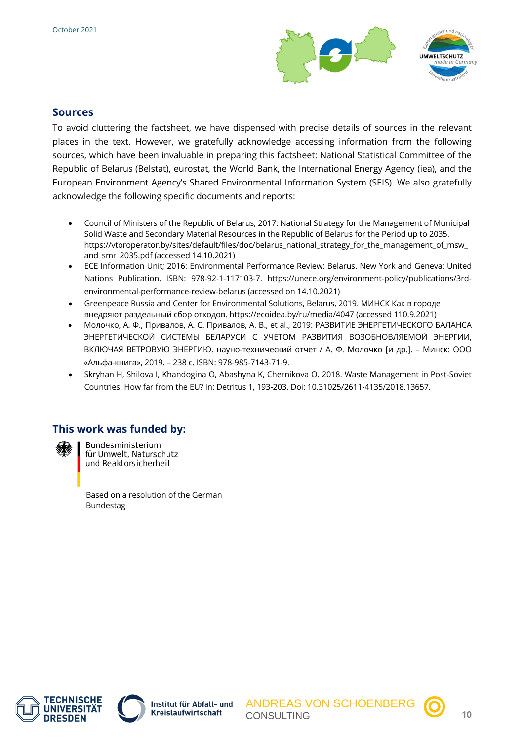## Sources

To avoid cluttering the factsheet, we have dispensed with precise details of sources in the relevant places in the text. However, we gratefully acknowledge accessing information from the following sources, which have been invaluable in preparing this factsheet: National Statistical Committee of the Republic of Belarus (Belstat), eurostat, the World Bank, the International Energy Agency (iea), and the European Environment Agency's Shared Environmental Information System (SEIS). We also gratefully acknowledge the following specific documents and reports:

- Council of Ministers of the Republic of Belarus, 2017: National Strategy for the Management of Municipal Solid Waste and Secondary Material Resources in the Republic of Belarus for the Period up to 2035. https://vtoroperator.by/sites/default/files/doc/belarus_national_strategy_for_the_management_of_msw_and_smr_2035.pdf (accessed 14.10.2021)
- ECE Information Unit; 2016: Environmental Performance Review: Belarus. New York and Geneva: United Nations Publication. ISBN: 978-92-1-117103-7. https://unece.org/environment-policy/publications/3rd-environmental-performance-review-belarus (accessed on 14.10.2021)
- Greenpeace Russia and Center for Environmental Solutions, Belarus, 2019. МИНСК Как в городе внедряют раздельный сбор отходов. https://ecoidea.by/ru/media/4047 (accessed 110.9.2021)
- Молочко, А. Ф., Привалов, А. С. Привалов, А. В., et al., 2019: РАЗВИТИЕ ЭНЕРГЕТИЧЕСКОГО БАЛАНСА ЭНЕРГЕТИЧЕСКОЙ СИСТЕМЫ БЕЛАРУСИ С УЧЕТОМ РАЗВИТИЯ ВОЗОБНОВЛЯЕМОЙ ЭНЕРГИИ, ВКЛЮЧАЯ ВЕТРОВУЮ ЭНЕРГИЮ. научно-технический отчет / А. Ф. Молочко [и др.]. – Минск: ООО «Альфа-книга», 2019. – 238 с. ISBN: 978-985-7143-71-9.
- Skryhan H, Shilova I, Khandogina O, Abashyna K, Chernikova O. 2018. Waste Management in Post-Soviet Countries: How far from the EU? In: Detritus 1, 193-203. Doi: 10.31025/2611-4135/2018.13657.

## This work was funded by:

Bundesministerium für Umwelt, Naturschutz und Reaktorsicherheit

Based on a resolution of the German Bundestag